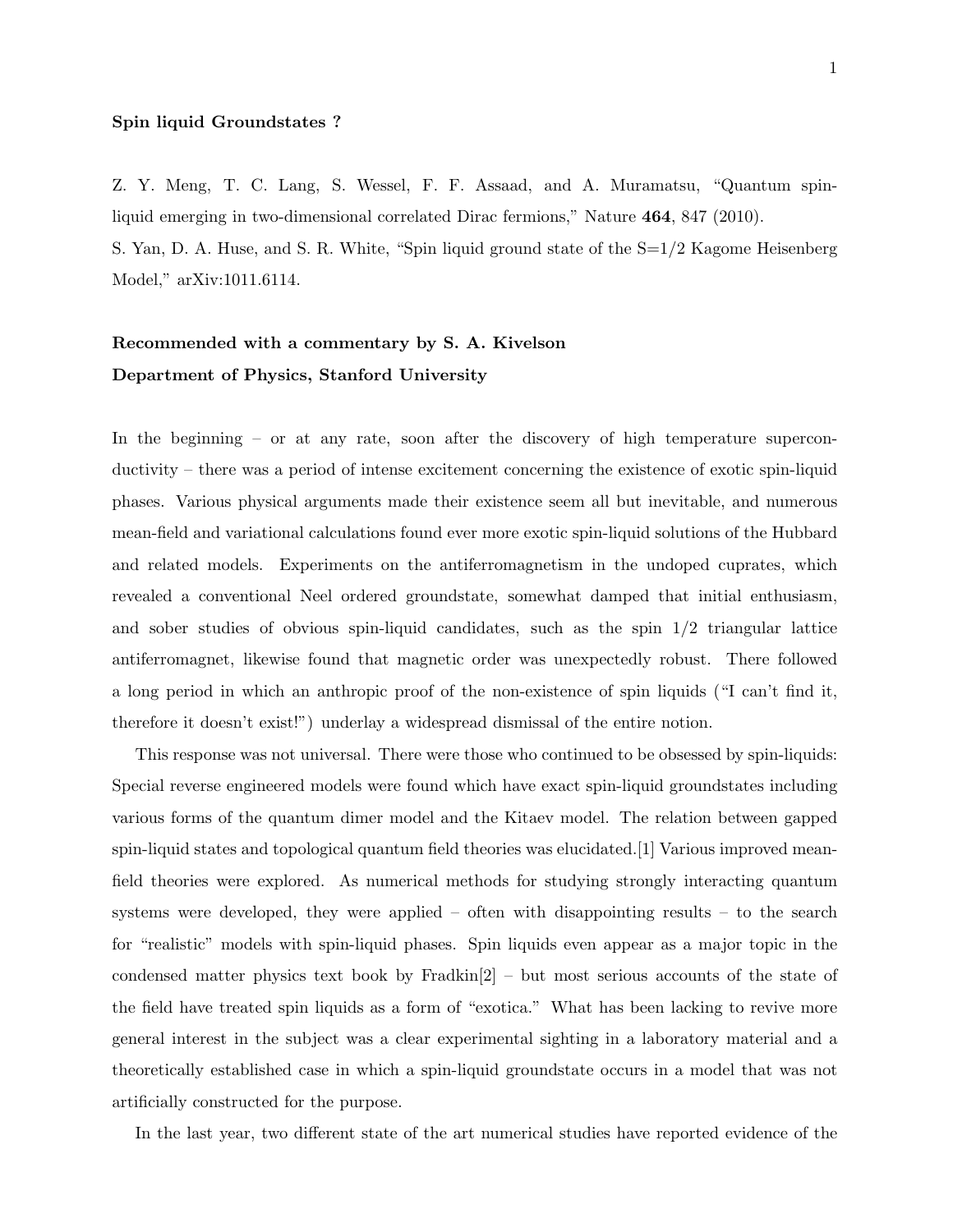**Spin liquid Groundstates ?**

Z. Y. Meng, T. C. Lang, S. Wessel, F. F. Assaad, and A. Muramatsu, "Quantum spin-liquid emerging in two-dimensional correlated Dirac fermions," Nature **464**, 847 (2010).
S. Yan, D. A. Huse, and S. R. White, "Spin liquid ground state of the S=1/2 Kagome Heisenberg Model," arXiv:1011.6114.

**Recommended with a commentary by S. A. Kivelson**
**Department of Physics, Stanford University**

In the beginning – or at any rate, soon after the discovery of high temperature superconductivity – there was a period of intense excitement concerning the existence of exotic spin-liquid phases. Various physical arguments made their existence seem all but inevitable, and numerous mean-field and variational calculations found ever more exotic spin-liquid solutions of the Hubbard and related models. Experiments on the antiferromagnetism in the undoped cuprates, which revealed a conventional Neel ordered groundstate, somewhat damped that initial enthusiasm, and sober studies of obvious spin-liquid candidates, such as the spin 1/2 triangular lattice antiferromagnet, likewise found that magnetic order was unexpectedly robust. There followed a long period in which an anthropic proof of the non-existence of spin liquids ("I can't find it, therefore it doesn't exist!") underlay a widespread dismissal of the entire notion.

This response was not universal. There were those who continued to be obsessed by spin-liquids: Special reverse engineered models were found which have exact spin-liquid groundstates including various forms of the quantum dimer model and the Kitaev model. The relation between gapped spin-liquid states and topological quantum field theories was elucidated.[1] Various improved mean-field theories were explored. As numerical methods for studying strongly interacting quantum systems were developed, they were applied – often with disappointing results – to the search for "realistic" models with spin-liquid phases. Spin liquids even appear as a major topic in the condensed matter physics text book by Fradkin[2] – but most serious accounts of the state of the field have treated spin liquids as a form of "exotica." What has been lacking to revive more general interest in the subject was a clear experimental sighting in a laboratory material and a theoretically established case in which a spin-liquid groundstate occurs in a model that was not artificially constructed for the purpose.

In the last year, two different state of the art numerical studies have reported evidence of the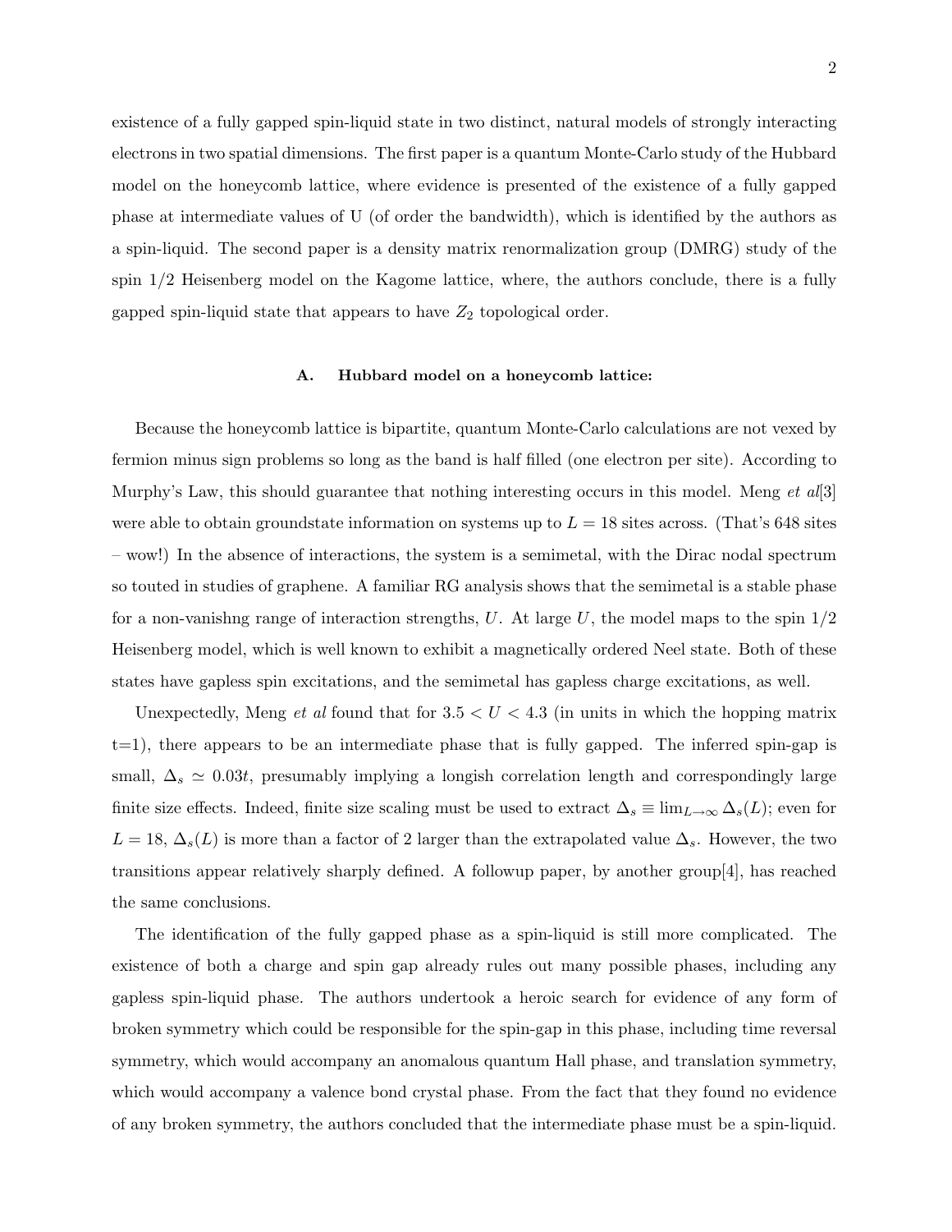existence of a fully gapped spin-liquid state in two distinct, natural models of strongly interacting electrons in two spatial dimensions. The first paper is a quantum Monte-Carlo study of the Hubbard model on the honeycomb lattice, where evidence is presented of the existence of a fully gapped phase at intermediate values of U (of order the bandwidth), which is identified by the authors as a spin-liquid. The second paper is a density matrix renormalization group (DMRG) study of the spin 1/2 Heisenberg model on the Kagome lattice, where, the authors conclude, there is a fully gapped spin-liquid state that appears to have $Z_2$ topological order.

### A. Hubbard model on a honeycomb lattice:

Because the honeycomb lattice is bipartite, quantum Monte-Carlo calculations are not vexed by fermion minus sign problems so long as the band is half filled (one electron per site). According to Murphy's Law, this should guarantee that nothing interesting occurs in this model. Meng *et al*[3] were able to obtain groundstate information on systems up to $L = 18$ sites across. (That's 648 sites – wow!) In the absence of interactions, the system is a semimetal, with the Dirac nodal spectrum so touted in studies of graphene. A familiar RG analysis shows that the semimetal is a stable phase for a non-vanishng range of interaction strengths, $U$. At large $U$, the model maps to the spin 1/2 Heisenberg model, which is well known to exhibit a magnetically ordered Neel state. Both of these states have gapless spin excitations, and the semimetal has gapless charge excitations, as well.

Unexpectedly, Meng *et al* found that for $3.5 < U < 4.3$ (in units in which the hopping matrix t=1), there appears to be an intermediate phase that is fully gapped. The inferred spin-gap is small, $\Delta_s \simeq 0.03t$, presumably implying a longish correlation length and correspondingly large finite size effects. Indeed, finite size scaling must be used to extract $\Delta_s \equiv \lim_{L\to\infty} \Delta_s(L)$; even for $L = 18$, $\Delta_s(L)$ is more than a factor of 2 larger than the extrapolated value $\Delta_s$. However, the two transitions appear relatively sharply defined. A followup paper, by another group[4], has reached the same conclusions.

The identification of the fully gapped phase as a spin-liquid is still more complicated. The existence of both a charge and spin gap already rules out many possible phases, including any gapless spin-liquid phase. The authors undertook a heroic search for evidence of any form of broken symmetry which could be responsible for the spin-gap in this phase, including time reversal symmetry, which would accompany an anomalous quantum Hall phase, and translation symmetry, which would accompany a valence bond crystal phase. From the fact that they found no evidence of any broken symmetry, the authors concluded that the intermediate phase must be a spin-liquid.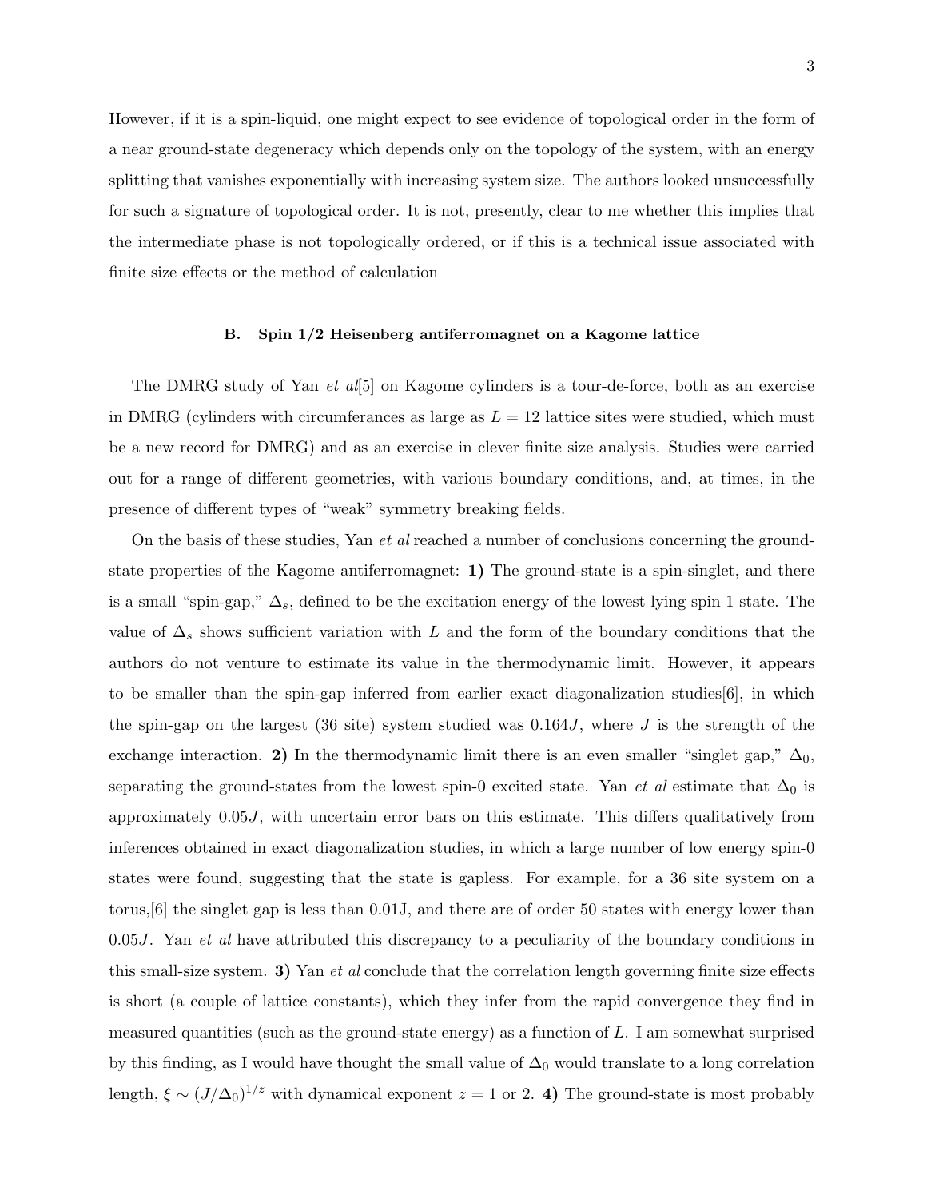However, if it is a spin-liquid, one might expect to see evidence of topological order in the form of a near ground-state degeneracy which depends only on the topology of the system, with an energy splitting that vanishes exponentially with increasing system size. The authors looked unsuccessfully for such a signature of topological order. It is not, presently, clear to me whether this implies that the intermediate phase is not topologically ordered, or if this is a technical issue associated with finite size effects or the method of calculation

### B. Spin 1/2 Heisenberg antiferromagnet on a Kagome lattice

The DMRG study of Yan *et al*[5] on Kagome cylinders is a tour-de-force, both as an exercise in DMRG (cylinders with circumferances as large as $L = 12$ lattice sites were studied, which must be a new record for DMRG) and as an exercise in clever finite size analysis. Studies were carried out for a range of different geometries, with various boundary conditions, and, at times, in the presence of different types of "weak" symmetry breaking fields.

On the basis of these studies, Yan *et al* reached a number of conclusions concerning the ground-state properties of the Kagome antiferromagnet: **1)** The ground-state is a spin-singlet, and there is a small "spin-gap," $\Delta_s$, defined to be the excitation energy of the lowest lying spin 1 state. The value of $\Delta_s$ shows sufficient variation with $L$ and the form of the boundary conditions that the authors do not venture to estimate its value in the thermodynamic limit. However, it appears to be smaller than the spin-gap inferred from earlier exact diagonalization studies[6], in which the spin-gap on the largest (36 site) system studied was $0.164J$, where $J$ is the strength of the exchange interaction. **2)** In the thermodynamic limit there is an even smaller "singlet gap," $\Delta_0$, separating the ground-states from the lowest spin-0 excited state. Yan *et al* estimate that $\Delta_0$ is approximately $0.05J$, with uncertain error bars on this estimate. This differs qualitatively from inferences obtained in exact diagonalization studies, in which a large number of low energy spin-0 states were found, suggesting that the state is gapless. For example, for a 36 site system on a torus,[6] the singlet gap is less than 0.01J, and there are of order 50 states with energy lower than $0.05J$. Yan *et al* have attributed this discrepancy to a peculiarity of the boundary conditions in this small-size system. **3)** Yan *et al* conclude that the correlation length governing finite size effects is short (a couple of lattice constants), which they infer from the rapid convergence they find in measured quantities (such as the ground-state energy) as a function of $L$. I am somewhat surprised by this finding, as I would have thought the small value of $\Delta_0$ would translate to a long correlation length, $\xi \sim (J/\Delta_0)^{1/z}$ with dynamical exponent $z = 1$ or 2. **4)** The ground-state is most probably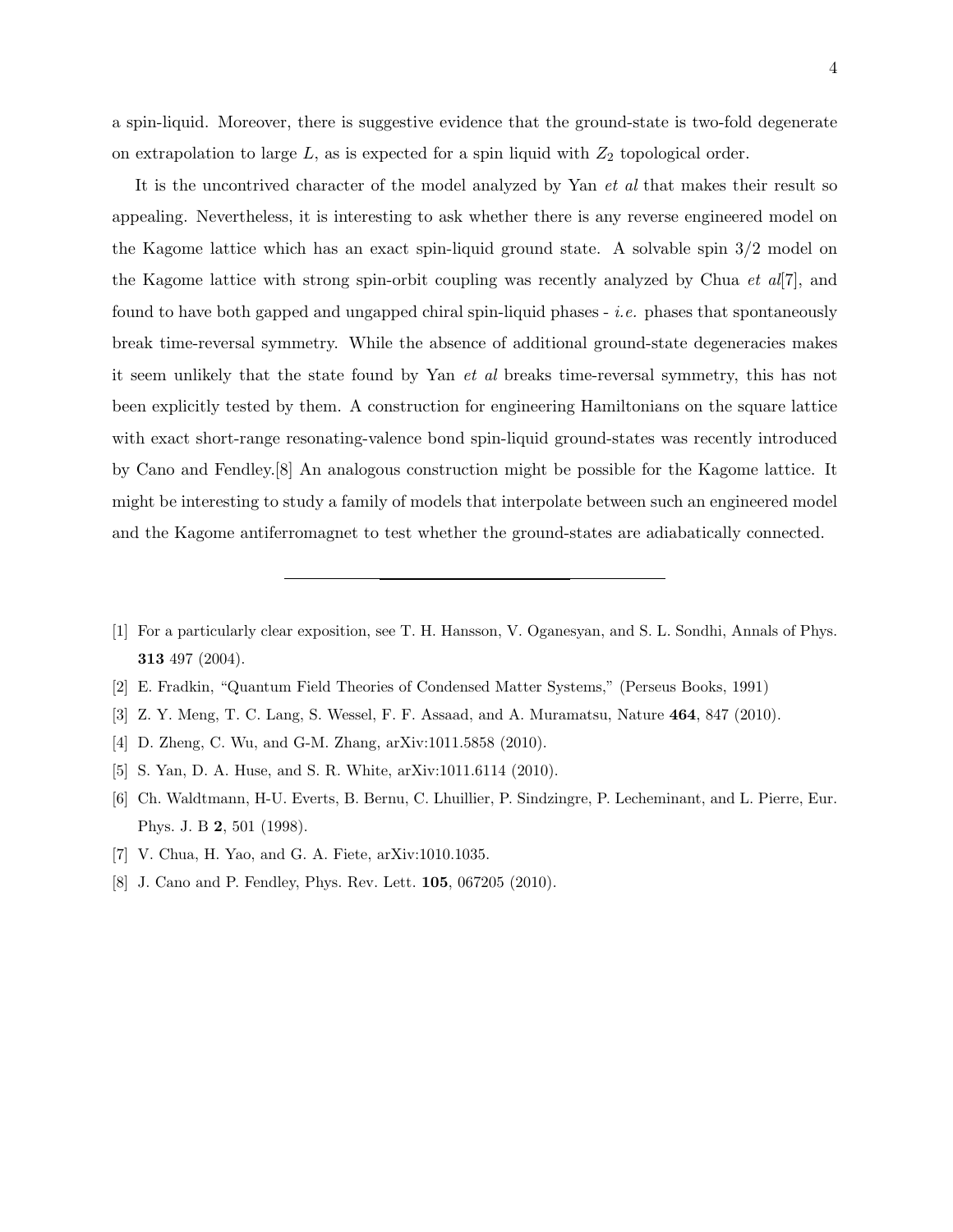a spin-liquid. Moreover, there is suggestive evidence that the ground-state is two-fold degenerate on extrapolation to large $L$, as is expected for a spin liquid with $Z_2$ topological order.

It is the uncontrived character of the model analyzed by Yan *et al* that makes their result so appealing. Nevertheless, it is interesting to ask whether there is any reverse engineered model on the Kagome lattice which has an exact spin-liquid ground state. A solvable spin 3/2 model on the Kagome lattice with strong spin-orbit coupling was recently analyzed by Chua *et al*[7], and found to have both gapped and ungapped chiral spin-liquid phases - *i.e.* phases that spontaneously break time-reversal symmetry. While the absence of additional ground-state degeneracies makes it seem unlikely that the state found by Yan *et al* breaks time-reversal symmetry, this has not been explicitly tested by them. A construction for engineering Hamiltonians on the square lattice with exact short-range resonating-valence bond spin-liquid ground-states was recently introduced by Cano and Fendley.[8] An analogous construction might be possible for the Kagome lattice. It might be interesting to study a family of models that interpolate between such an engineered model and the Kagome antiferromagnet to test whether the ground-states are adiabatically connected.

---

[1] For a particularly clear exposition, see T. H. Hansson, V. Oganesyan, and S. L. Sondhi, Annals of Phys. **313** 497 (2004).

[2] E. Fradkin, "Quantum Field Theories of Condensed Matter Systems," (Perseus Books, 1991)

[3] Z. Y. Meng, T. C. Lang, S. Wessel, F. F. Assaad, and A. Muramatsu, Nature **464**, 847 (2010).

[4] D. Zheng, C. Wu, and G-M. Zhang, arXiv:1011.5858 (2010).

[5] S. Yan, D. A. Huse, and S. R. White, arXiv:1011.6114 (2010).

[6] Ch. Waldtmann, H-U. Everts, B. Bernu, C. Lhuillier, P. Sindzingre, P. Lecheminant, and L. Pierre, Eur. Phys. J. B **2**, 501 (1998).

[7] V. Chua, H. Yao, and G. A. Fiete, arXiv:1010.1035.

[8] J. Cano and P. Fendley, Phys. Rev. Lett. **105**, 067205 (2010).